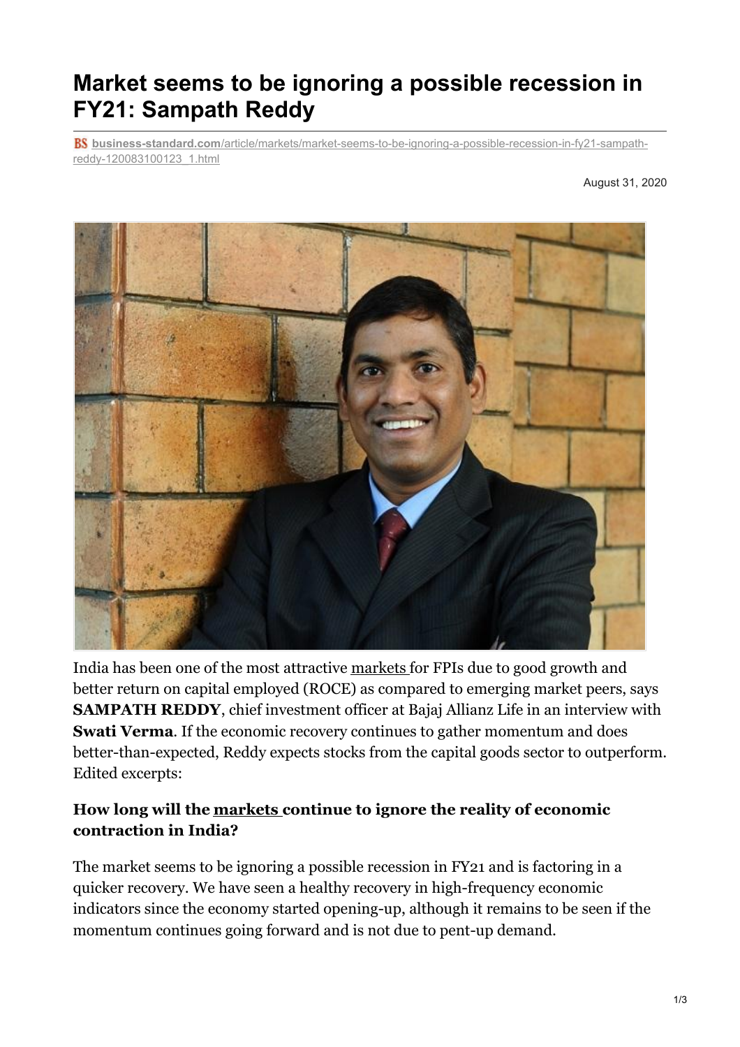# Market seems to be ignoring a possible recession in FY21: Sampath Reddy

business-standard.com/article/markets/market-seems-to-be-ignoring-a-possible-recession-in-fy21-sampath-reddy-120083100123_1.html

August 31, 2020

India has been one of the most attractive markets for FPIs due to good growth and better return on capital employed (ROCE) as compared to emerging market peers, says **SAMPATH REDDY**, chief investment officer at Bajaj Allianz Life in an interview with **Swati Verma**. If the economic recovery continues to gather momentum and does better-than-expected, Reddy expects stocks from the capital goods sector to outperform. Edited excerpts:

### How long will the markets continue to ignore the reality of economic contraction in India?

The market seems to be ignoring a possible recession in FY21 and is factoring in a quicker recovery. We have seen a healthy recovery in high-frequency economic indicators since the economy started opening-up, although it remains to be seen if the momentum continues going forward and is not due to pent-up demand.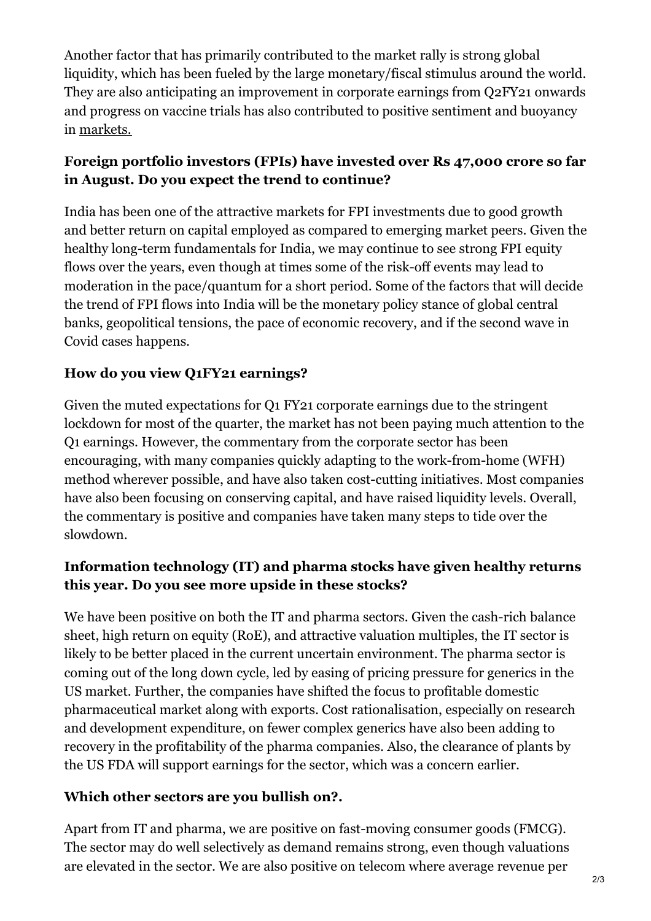Another factor that has primarily contributed to the market rally is strong global liquidity, which has been fueled by the large monetary/fiscal stimulus around the world. They are also anticipating an improvement in corporate earnings from Q2FY21 onwards and progress on vaccine trials has also contributed to positive sentiment and buoyancy in markets.

**Foreign portfolio investors (FPIs) have invested over Rs 47,000 crore so far in August. Do you expect the trend to continue?**

India has been one of the attractive markets for FPI investments due to good growth and better return on capital employed as compared to emerging market peers. Given the healthy long-term fundamentals for India, we may continue to see strong FPI equity flows over the years, even though at times some of the risk-off events may lead to moderation in the pace/quantum for a short period. Some of the factors that will decide the trend of FPI flows into India will be the monetary policy stance of global central banks, geopolitical tensions, the pace of economic recovery, and if the second wave in Covid cases happens.

**How do you view Q1FY21 earnings?**

Given the muted expectations for Q1 FY21 corporate earnings due to the stringent lockdown for most of the quarter, the market has not been paying much attention to the Q1 earnings. However, the commentary from the corporate sector has been encouraging, with many companies quickly adapting to the work-from-home (WFH) method wherever possible, and have also taken cost-cutting initiatives. Most companies have also been focusing on conserving capital, and have raised liquidity levels. Overall, the commentary is positive and companies have taken many steps to tide over the slowdown.

**Information technology (IT) and pharma stocks have given healthy returns this year. Do you see more upside in these stocks?**

We have been positive on both the IT and pharma sectors. Given the cash-rich balance sheet, high return on equity (RoE), and attractive valuation multiples, the IT sector is likely to be better placed in the current uncertain environment. The pharma sector is coming out of the long down cycle, led by easing of pricing pressure for generics in the US market. Further, the companies have shifted the focus to profitable domestic pharmaceutical market along with exports. Cost rationalisation, especially on research and development expenditure, on fewer complex generics have also been adding to recovery in the profitability of the pharma companies. Also, the clearance of plants by the US FDA will support earnings for the sector, which was a concern earlier.

**Which other sectors are you bullish on?.**

Apart from IT and pharma, we are positive on fast-moving consumer goods (FMCG). The sector may do well selectively as demand remains strong, even though valuations are elevated in the sector. We are also positive on telecom where average revenue per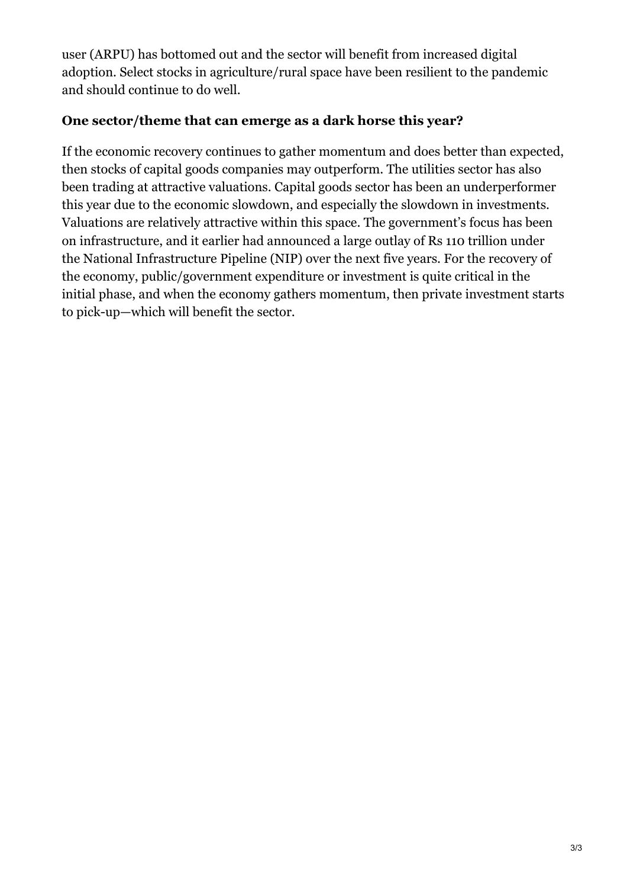user (ARPU) has bottomed out and the sector will benefit from increased digital adoption. Select stocks in agriculture/rural space have been resilient to the pandemic and should continue to do well.

**One sector/theme that can emerge as a dark horse this year?**

If the economic recovery continues to gather momentum and does better than expected, then stocks of capital goods companies may outperform. The utilities sector has also been trading at attractive valuations. Capital goods sector has been an underperformer this year due to the economic slowdown, and especially the slowdown in investments. Valuations are relatively attractive within this space. The government's focus has been on infrastructure, and it earlier had announced a large outlay of Rs 110 trillion under the National Infrastructure Pipeline (NIP) over the next five years. For the recovery of the economy, public/government expenditure or investment is quite critical in the initial phase, and when the economy gathers momentum, then private investment starts to pick-up—which will benefit the sector.